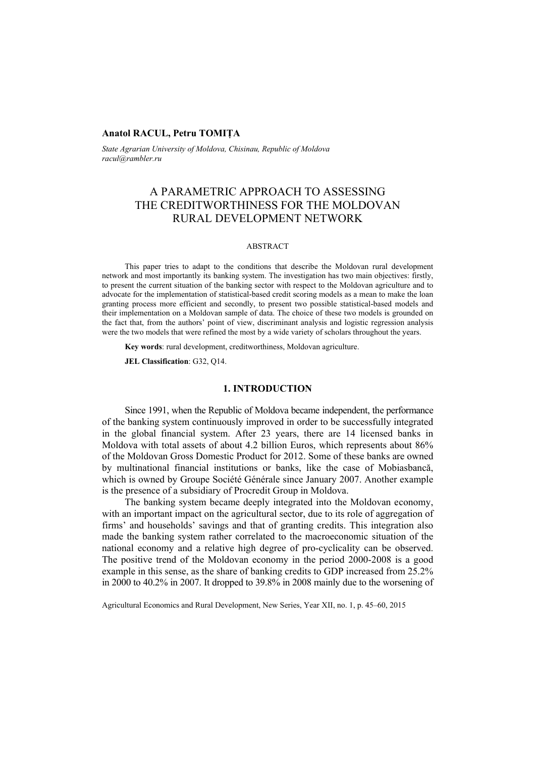**Anatol RACUL, Petru TOMIȚA**

*State Agrarian University of Moldova, Chisinau, Republic of Moldova*
*racul@rambler.ru*

# A PARAMETRIC APPROACH TO ASSESSING THE CREDITWORTHINESS FOR THE MOLDOVAN RURAL DEVELOPMENT NETWORK

ABSTRACT

This paper tries to adapt to the conditions that describe the Moldovan rural development network and most importantly its banking system. The investigation has two main objectives: firstly, to present the current situation of the banking sector with respect to the Moldovan agriculture and to advocate for the implementation of statistical-based credit scoring models as a mean to make the loan granting process more efficient and secondly, to present two possible statistical-based models and their implementation on a Moldovan sample of data. The choice of these two models is grounded on the fact that, from the authors' point of view, discriminant analysis and logistic regression analysis were the two models that were refined the most by a wide variety of scholars throughout the years.

**Key words**: rural development, creditworthiness, Moldovan agriculture.

**JEL Classification**: G32, Q14.

## 1. INTRODUCTION

Since 1991, when the Republic of Moldova became independent, the performance of the banking system continuously improved in order to be successfully integrated in the global financial system. After 23 years, there are 14 licensed banks in Moldova with total assets of about 4.2 billion Euros, which represents about 86% of the Moldovan Gross Domestic Product for 2012. Some of these banks are owned by multinational financial institutions or banks, like the case of Mobiasbancă, which is owned by Groupe Société Générale since January 2007. Another example is the presence of a subsidiary of Procredit Group in Moldova.

The banking system became deeply integrated into the Moldovan economy, with an important impact on the agricultural sector, due to its role of aggregation of firms' and households' savings and that of granting credits. This integration also made the banking system rather correlated to the macroeconomic situation of the national economy and a relative high degree of pro-cyclicality can be observed. The positive trend of the Moldovan economy in the period 2000-2008 is a good example in this sense, as the share of banking credits to GDP increased from 25.2% in 2000 to 40.2% in 2007. It dropped to 39.8% in 2008 mainly due to the worsening of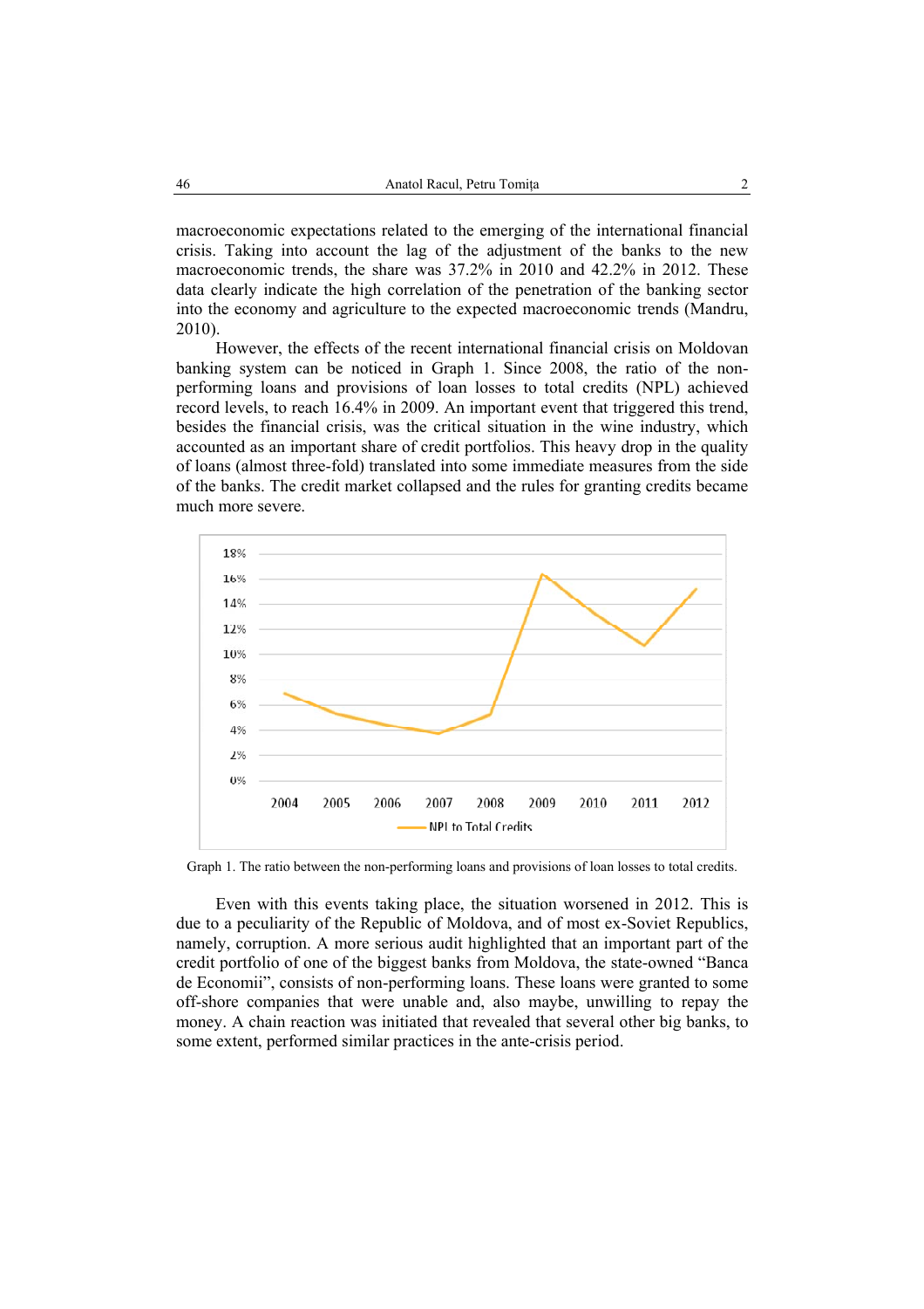macroeconomic expectations related to the emerging of the international financial crisis. Taking into account the lag of the adjustment of the banks to the new macroeconomic trends, the share was 37.2% in 2010 and 42.2% in 2012. These data clearly indicate the high correlation of the penetration of the banking sector into the economy and agriculture to the expected macroeconomic trends (Mandru, 2010).

However, the effects of the recent international financial crisis on Moldovan banking system can be noticed in Graph 1. Since 2008, the ratio of the non-performing loans and provisions of loan losses to total credits (NPL) achieved record levels, to reach 16.4% in 2009. An important event that triggered this trend, besides the financial crisis, was the critical situation in the wine industry, which accounted as an important share of credit portfolios. This heavy drop in the quality of loans (almost three-fold) translated into some immediate measures from the side of the banks. The credit market collapsed and the rules for granting credits became much more severe.

Graph 1. The ratio between the non-performing loans and provisions of loan losses to total credits.

Even with this events taking place, the situation worsened in 2012. This is due to a peculiarity of the Republic of Moldova, and of most ex-Soviet Republics, namely, corruption. A more serious audit highlighted that an important part of the credit portfolio of one of the biggest banks from Moldova, the state-owned "Banca de Economii", consists of non-performing loans. These loans were granted to some off-shore companies that were unable and, also maybe, unwilling to repay the money. A chain reaction was initiated that revealed that several other big banks, to some extent, performed similar practices in the ante-crisis period.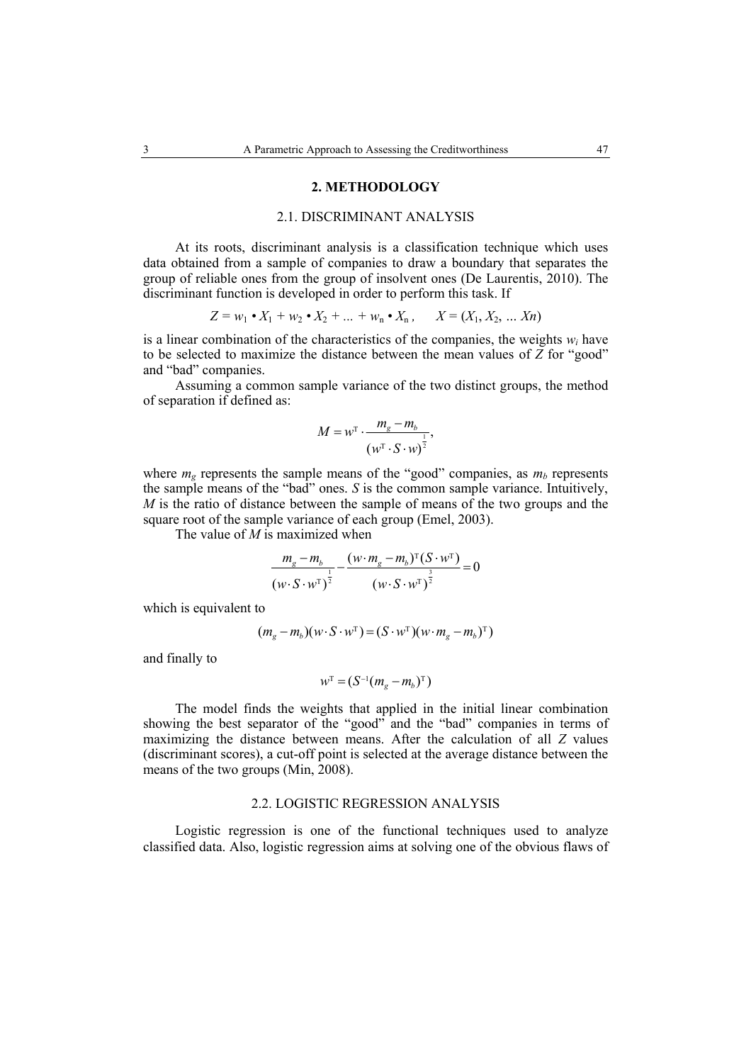## 2. METHODOLOGY

### 2.1. DISCRIMINANT ANALYSIS

At its roots, discriminant analysis is a classification technique which uses data obtained from a sample of companies to draw a boundary that separates the group of reliable ones from the group of insolvent ones (De Laurentis, 2010). The discriminant function is developed in order to perform this task. If

$$Z = w_1 \bullet X_1 + w_2 \bullet X_2 + \ldots + w_n \bullet X_n\,, \qquad X = (X_1, X_2, \ldots Xn)$$

is a linear combination of the characteristics of the companies, the weights $w_i$ have to be selected to maximize the distance between the mean values of $Z$ for "good" and "bad" companies.

Assuming a common sample variance of the two distinct groups, the method of separation if defined as:

$$M = w^{\mathrm{T}} \cdot \frac{m_g - m_b}{(w^{\mathrm{T}} \cdot S \cdot w)^{\frac{1}{2}}},$$

where $m_g$ represents the sample means of the "good" companies, as $m_b$ represents the sample means of the "bad" ones. $S$ is the common sample variance. Intuitively, $M$ is the ratio of distance between the sample of means of the two groups and the square root of the sample variance of each group (Emel, 2003).

The value of $M$ is maximized when

$$\frac{m_g - m_b}{(w \cdot S \cdot w^{\mathrm{T}})^{\frac{1}{2}}} - \frac{(w \cdot m_g - m_b)^{\mathrm{T}} (S \cdot w^{\mathrm{T}})}{(w \cdot S \cdot w^{\mathrm{T}})^{\frac{3}{2}}} = 0$$

which is equivalent to

$$(m_g - m_b)(w \cdot S \cdot w^{\mathrm{T}}) = (S \cdot w^{\mathrm{T}})(w \cdot m_g - m_b)^{\mathrm{T}})$$

and finally to

$$w^{\mathrm{T}} = (S^{-1}(m_g - m_b)^{\mathrm{T}})$$

The model finds the weights that applied in the initial linear combination showing the best separator of the "good" and the "bad" companies in terms of maximizing the distance between means. After the calculation of all $Z$ values (discriminant scores), a cut-off point is selected at the average distance between the means of the two groups (Min, 2008).

### 2.2. LOGISTIC REGRESSION ANALYSIS

Logistic regression is one of the functional techniques used to analyze classified data. Also, logistic regression aims at solving one of the obvious flaws of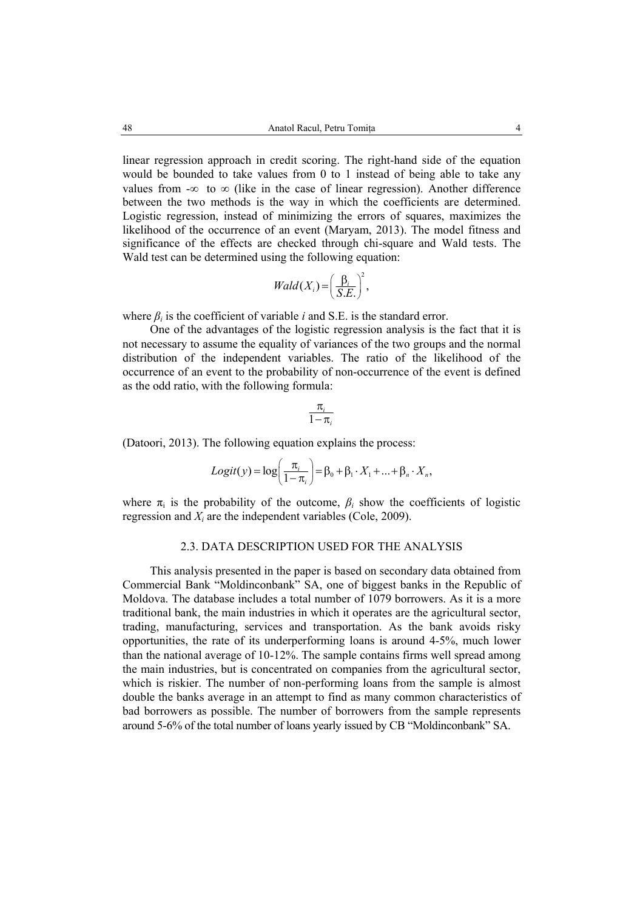linear regression approach in credit scoring. The right-hand side of the equation would be bounded to take values from 0 to 1 instead of being able to take any values from -∞ to ∞ (like in the case of linear regression). Another difference between the two methods is the way in which the coefficients are determined. Logistic regression, instead of minimizing the errors of squares, maximizes the likelihood of the occurrence of an event (Maryam, 2013). The model fitness and significance of the effects are checked through chi-square and Wald tests. The Wald test can be determined using the following equation:

$$Wald(X_i) = \left(\frac{\beta_i}{S.E.}\right)^2,$$

where $\beta_i$ is the coefficient of variable *i* and S.E. is the standard error.

One of the advantages of the logistic regression analysis is the fact that it is not necessary to assume the equality of variances of the two groups and the normal distribution of the independent variables. The ratio of the likelihood of the occurrence of an event to the probability of non-occurrence of the event is defined as the odd ratio, with the following formula:

$$\frac{\pi_i}{1-\pi_i}$$

(Datoori, 2013). The following equation explains the process:

$$Logit(y) = \log\left(\frac{\pi_i}{1-\pi_i}\right) = \beta_0 + \beta_1 \cdot X_1 + \ldots + \beta_n \cdot X_n,$$

where $\pi_i$ is the probability of the outcome, $\beta_i$ show the coefficients of logistic regression and $X_i$ are the independent variables (Cole, 2009).

### 2.3. DATA DESCRIPTION USED FOR THE ANALYSIS

This analysis presented in the paper is based on secondary data obtained from Commercial Bank "Moldinconbank" SA, one of biggest banks in the Republic of Moldova. The database includes a total number of 1079 borrowers. As it is a more traditional bank, the main industries in which it operates are the agricultural sector, trading, manufacturing, services and transportation. As the bank avoids risky opportunities, the rate of its underperforming loans is around 4-5%, much lower than the national average of 10-12%. The sample contains firms well spread among the main industries, but is concentrated on companies from the agricultural sector, which is riskier. The number of non-performing loans from the sample is almost double the banks average in an attempt to find as many common characteristics of bad borrowers as possible. The number of borrowers from the sample represents around 5-6% of the total number of loans yearly issued by CB "Moldinconbank" SA.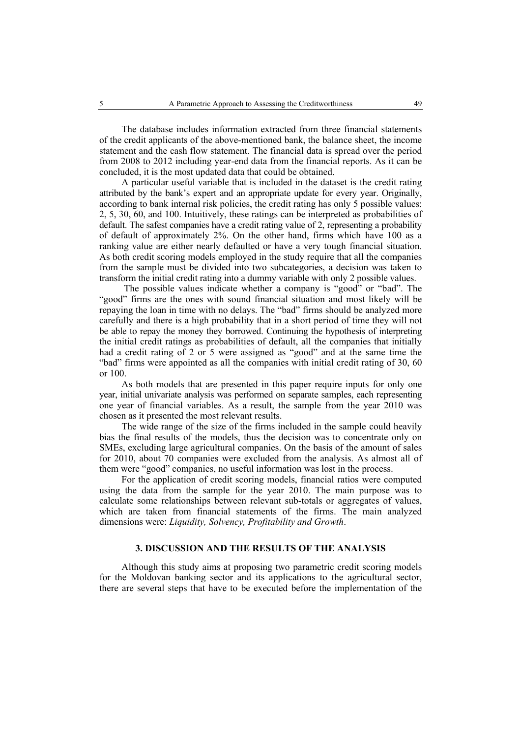The database includes information extracted from three financial statements of the credit applicants of the above-mentioned bank, the balance sheet, the income statement and the cash flow statement. The financial data is spread over the period from 2008 to 2012 including year-end data from the financial reports. As it can be concluded, it is the most updated data that could be obtained.

A particular useful variable that is included in the dataset is the credit rating attributed by the bank's expert and an appropriate update for every year. Originally, according to bank internal risk policies, the credit rating has only 5 possible values: 2, 5, 30, 60, and 100. Intuitively, these ratings can be interpreted as probabilities of default. The safest companies have a credit rating value of 2, representing a probability of default of approximately 2%. On the other hand, firms which have 100 as a ranking value are either nearly defaulted or have a very tough financial situation. As both credit scoring models employed in the study require that all the companies from the sample must be divided into two subcategories, a decision was taken to transform the initial credit rating into a dummy variable with only 2 possible values.

The possible values indicate whether a company is "good" or "bad". The "good" firms are the ones with sound financial situation and most likely will be repaying the loan in time with no delays. The "bad" firms should be analyzed more carefully and there is a high probability that in a short period of time they will not be able to repay the money they borrowed. Continuing the hypothesis of interpreting the initial credit ratings as probabilities of default, all the companies that initially had a credit rating of 2 or 5 were assigned as "good" and at the same time the "bad" firms were appointed as all the companies with initial credit rating of 30, 60 or 100.

As both models that are presented in this paper require inputs for only one year, initial univariate analysis was performed on separate samples, each representing one year of financial variables. As a result, the sample from the year 2010 was chosen as it presented the most relevant results.

The wide range of the size of the firms included in the sample could heavily bias the final results of the models, thus the decision was to concentrate only on SMEs, excluding large agricultural companies. On the basis of the amount of sales for 2010, about 70 companies were excluded from the analysis. As almost all of them were "good" companies, no useful information was lost in the process.

For the application of credit scoring models, financial ratios were computed using the data from the sample for the year 2010. The main purpose was to calculate some relationships between relevant sub-totals or aggregates of values, which are taken from financial statements of the firms. The main analyzed dimensions were: *Liquidity, Solvency, Profitability and Growth*.

## 3. DISCUSSION AND THE RESULTS OF THE ANALYSIS

Although this study aims at proposing two parametric credit scoring models for the Moldovan banking sector and its applications to the agricultural sector, there are several steps that have to be executed before the implementation of the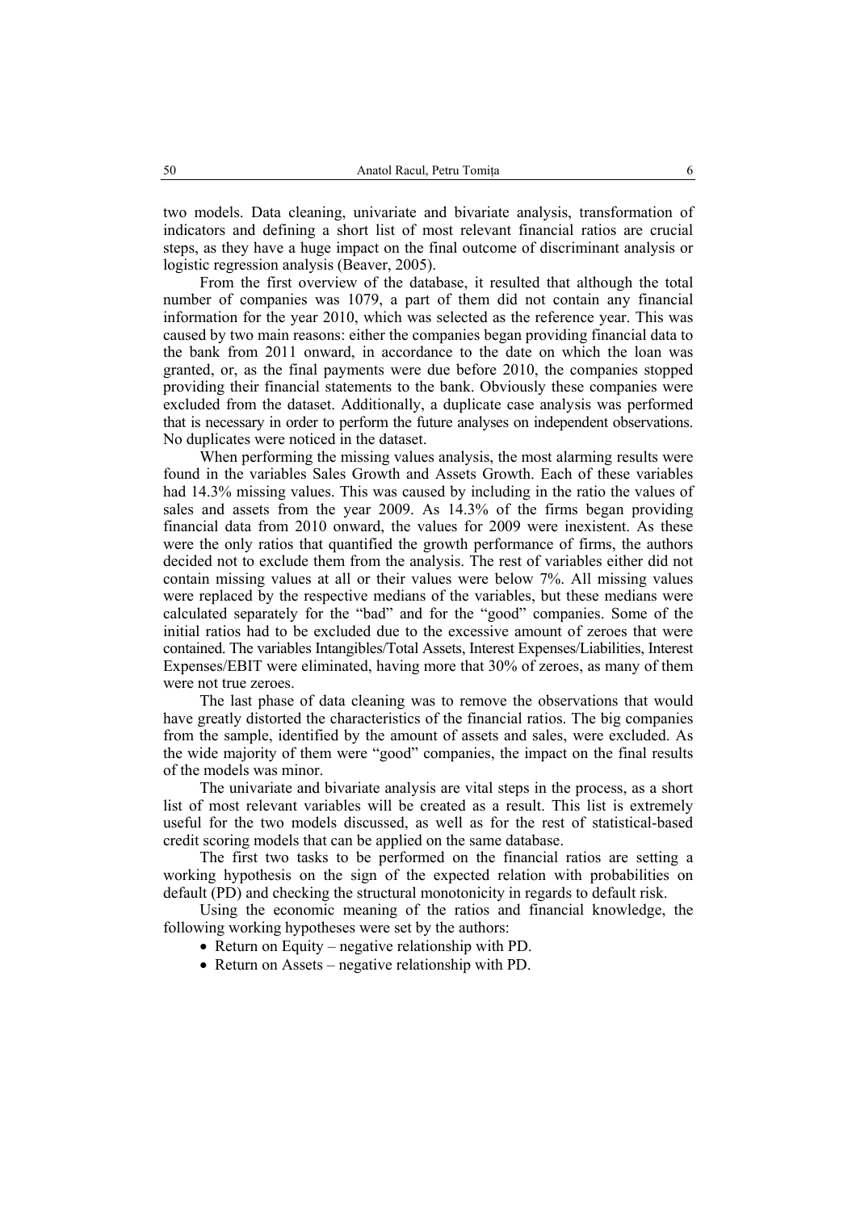two models. Data cleaning, univariate and bivariate analysis, transformation of indicators and defining a short list of most relevant financial ratios are crucial steps, as they have a huge impact on the final outcome of discriminant analysis or logistic regression analysis (Beaver, 2005).

From the first overview of the database, it resulted that although the total number of companies was 1079, a part of them did not contain any financial information for the year 2010, which was selected as the reference year. This was caused by two main reasons: either the companies began providing financial data to the bank from 2011 onward, in accordance to the date on which the loan was granted, or, as the final payments were due before 2010, the companies stopped providing their financial statements to the bank. Obviously these companies were excluded from the dataset. Additionally, a duplicate case analysis was performed that is necessary in order to perform the future analyses on independent observations. No duplicates were noticed in the dataset.

When performing the missing values analysis, the most alarming results were found in the variables Sales Growth and Assets Growth. Each of these variables had 14.3% missing values. This was caused by including in the ratio the values of sales and assets from the year 2009. As 14.3% of the firms began providing financial data from 2010 onward, the values for 2009 were inexistent. As these were the only ratios that quantified the growth performance of firms, the authors decided not to exclude them from the analysis. The rest of variables either did not contain missing values at all or their values were below 7%. All missing values were replaced by the respective medians of the variables, but these medians were calculated separately for the "bad" and for the "good" companies. Some of the initial ratios had to be excluded due to the excessive amount of zeroes that were contained. The variables Intangibles/Total Assets, Interest Expenses/Liabilities, Interest Expenses/EBIT were eliminated, having more that 30% of zeroes, as many of them were not true zeroes.

The last phase of data cleaning was to remove the observations that would have greatly distorted the characteristics of the financial ratios. The big companies from the sample, identified by the amount of assets and sales, were excluded. As the wide majority of them were "good" companies, the impact on the final results of the models was minor.

The univariate and bivariate analysis are vital steps in the process, as a short list of most relevant variables will be created as a result. This list is extremely useful for the two models discussed, as well as for the rest of statistical-based credit scoring models that can be applied on the same database.

The first two tasks to be performed on the financial ratios are setting a working hypothesis on the sign of the expected relation with probabilities on default (PD) and checking the structural monotonicity in regards to default risk.

Using the economic meaning of the ratios and financial knowledge, the following working hypotheses were set by the authors:

- Return on Equity – negative relationship with PD.
- Return on Assets – negative relationship with PD.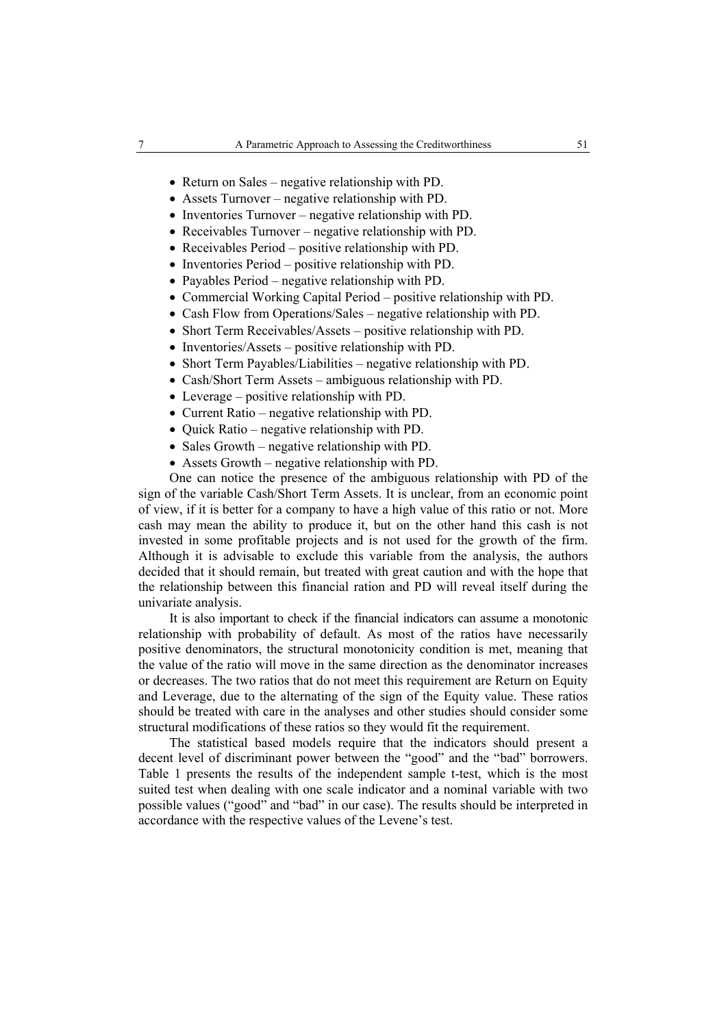- Return on Sales – negative relationship with PD.
- Assets Turnover – negative relationship with PD.
- Inventories Turnover – negative relationship with PD.
- Receivables Turnover – negative relationship with PD.
- Receivables Period – positive relationship with PD.
- Inventories Period – positive relationship with PD.
- Payables Period – negative relationship with PD.
- Commercial Working Capital Period – positive relationship with PD.
- Cash Flow from Operations/Sales – negative relationship with PD.
- Short Term Receivables/Assets – positive relationship with PD.
- Inventories/Assets – positive relationship with PD.
- Short Term Payables/Liabilities – negative relationship with PD.
- Cash/Short Term Assets – ambiguous relationship with PD.
- Leverage – positive relationship with PD.
- Current Ratio – negative relationship with PD.
- Quick Ratio – negative relationship with PD.
- Sales Growth – negative relationship with PD.
- Assets Growth – negative relationship with PD.

One can notice the presence of the ambiguous relationship with PD of the sign of the variable Cash/Short Term Assets. It is unclear, from an economic point of view, if it is better for a company to have a high value of this ratio or not. More cash may mean the ability to produce it, but on the other hand this cash is not invested in some profitable projects and is not used for the growth of the firm. Although it is advisable to exclude this variable from the analysis, the authors decided that it should remain, but treated with great caution and with the hope that the relationship between this financial ration and PD will reveal itself during the univariate analysis.

It is also important to check if the financial indicators can assume a monotonic relationship with probability of default. As most of the ratios have necessarily positive denominators, the structural monotonicity condition is met, meaning that the value of the ratio will move in the same direction as the denominator increases or decreases. The two ratios that do not meet this requirement are Return on Equity and Leverage, due to the alternating of the sign of the Equity value. These ratios should be treated with care in the analyses and other studies should consider some structural modifications of these ratios so they would fit the requirement.

The statistical based models require that the indicators should present a decent level of discriminant power between the "good" and the "bad" borrowers. Table 1 presents the results of the independent sample t-test, which is the most suited test when dealing with one scale indicator and a nominal variable with two possible values ("good" and "bad" in our case). The results should be interpreted in accordance with the respective values of the Levene's test.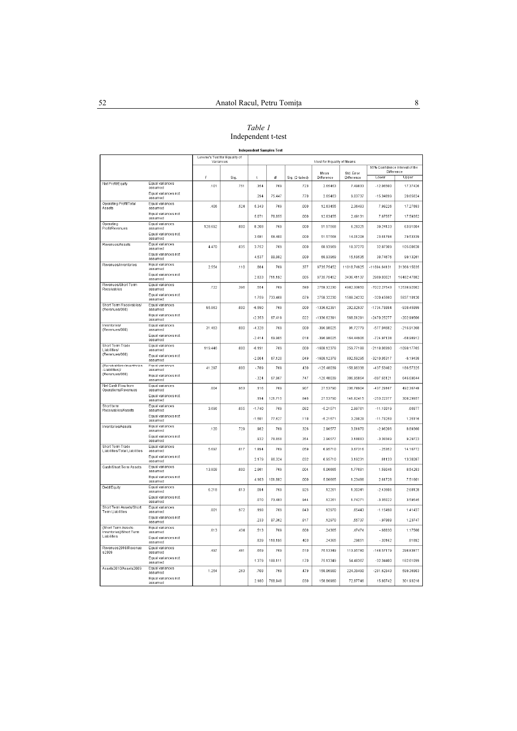*Table 1*
Independent t-test

**Independent Samples Test**

| | | Levene's Test for Equality of Variances | | t-test for Equality of Means | | | | | | |
|---|---|---|---|---|---|---|---|---|---|---|
| | | | | | | | | | 95% Confidence Interval of the Difference | |
| | | F | Sig. | t | df | Sig. (2-tailed) | Mean Difference | Std. Error Difference | Lower | Upper |
| Net Profit/Equity | Equal variances assumed | .101 | .751 | .354 | 769 | .723 | 2.65463 | 7.49833 | -12.06560 | 17.37426 |
| | Equal variances not assumed | | | .294 | 75.447 | .770 | 2.65463 | 9.03737 | -15.34899 | 20.65824 |
| Operating Profit/Total Assets | Equal variances assumed | .406 | .524 | 5.343 | 769 | .000 | 12.63455 | 2.36483 | 7.99226 | 17.27683 |
| | Equal variances not assumed | | | 5.071 | 78.655 | .000 | 12.63455 | 2.49131 | 7.67557 | 17.59352 |
| Operating Profit/Revenues | Equal variances assumed | 128.692 | .000 | 8.208 | 769 | .000 | 51.57568 | 6.28325 | 39.24133 | 63.91004 |
| | Equal variances not assumed | | | 3.681 | 68.400 | .000 | 51.57568 | 14.01208 | 23.61798 | 79.53339 |
| Revenues/Assets | Equal variances assumed | 4.470 | .035 | 3.752 | 769 | .000 | 68.93969 | 18.37270 | 32.87309 | 105.00628 |
| | Equal variances not assumed | | | 4.537 | 88.982 | .000 | 68.93969 | 15.19535 | 38.74676 | 99.13261 |
| Revenues/Inventories | Equal variances assumed | 2.554 | .110 | .884 | 769 | .377 | 9735.75452 | 11018.74925 | -11894.64131 | 31366.15035 |
| | Equal variances not assumed | | | 2.833 | 711.192 | .005 | 9735.75452 | 3436.41137 | 2989.03021 | 16482.47882 |
| Revenues/Short Term Receivables | Equal variances assumed | .722 | .396 | .554 | 769 | .580 | 2758.32230 | 4982.33850 | -7022.27543 | 12538.92002 |
| | Equal variances not assumed | | | 1.759 | 733.468 | .079 | 2758.32230 | 1568.24232 | -320.45660 | 5837.10120 |
| Short Term Receivables/ (Revenues/360) | Equal variances assumed | 95.963 | .000 | -6.590 | 769 | .000 | -1336.62391 | 202.82937 | -1734.78884 | -938.45899 |
| | Equal variances not assumed | | | -2.353 | 67.419 | .022 | -1336.62391 | 568.01291 | -2470.25277 | -202.99506 |
| Inventories/ (Revenues/360) | Equal variances assumed | 31.483 | .000 | -4.328 | 769 | .000 | -396.98025 | 91.72779 | -577.04682 | -216.91368 |
| | Equal variances not assumed | | | -2.414 | 69.905 | .018 | -396.98025 | 164.44906 | -724.97138 | -68.98912 |
| Short Term Trade Liabilities/ (Revenues/360) | Equal variances assumed | 119.446 | .000 | -6.191 | 769 | .000 | -1608.12378 | 259.77188 | -2118.06990 | -1098.17765 |
| | Equal variances not assumed | | | -2.004 | 67.120 | .049 | -1608.12378 | 802.59295 | -3210.05317 | -6.19438 |
| (Receivables+Inventories -Liabilities)/ (Revenues/360) | Equal variances assumed | 41.297 | .000 | -.789 | 769 | .430 | -125.48039 | 158.96038 | -437.53402 | 186.57325 |
| | Equal variances not assumed | | | -.324 | 67.967 | .747 | -125.48039 | 386.95864 | -897.65121 | 646.69044 |
| Net Cash Flow from Operations/Revenues | Equal variances assumed | .004 | .953 | .116 | 769 | .907 | 27.53790 | 236.78904 | -437.29167 | 492.36748 |
| | Equal variances not assumed | | | .194 | 121.715 | .846 | 27.53790 | 141.82415 | -253.22377 | 308.29957 |
| Short term Receivables/Assets | Equal variances assumed | 3.696 | .055 | -1.740 | 769 | .082 | -5.21571 | 2.99761 | -11.10019 | .66877 |
| | Equal variances not assumed | | | -1.581 | 77.627 | .118 | -5.21571 | 3.29828 | -11.78258 | 1.35116 |
| Inventories/Assets | Equal variances assumed | .120 | .729 | .982 | 769 | .326 | 2.96577 | 3.01970 | -2.96206 | 8.89360 |
| | Equal variances not assumed | | | .932 | 78.858 | .354 | 2.96577 | 3.18083 | -3.36569 | 9.29723 |
| Short Term Trade Liabilities/Total Liabilities | Equal variances assumed | 5.697 | .017 | 1.894 | 769 | .059 | 6.95710 | 3.67316 | -.25352 | 14.16772 |
| | Equal variances not assumed | | | 2.179 | 86.324 | .032 | 6.95710 | 3.19231 | .61133 | 13.30287 |
| Cash/Short Term Assets | Equal variances assumed | 13.808 | .000 | 2.861 | 769 | .004 | 5.06665 | 1.77081 | 1.59046 | 8.54283 |
| | Equal variances not assumed | | | 4.103 | 101.862 | .000 | 5.06665 | 1.23486 | 2.61728 | 7.51601 |
| Debt/Equity | Equal variances assumed | 6.218 | .013 | .094 | 769 | .925 | .12261 | 1.30341 | -2.43606 | 2.68128 |
| | Equal variances not assumed | | | .070 | 73.483 | .944 | .12261 | 1.74271 | -3.35022 | 3.59545 |
| Short Term Assets/Short Term Liabilities | Equal variances assumed | .001 | .972 | .198 | 769 | .843 | .12970 | .65443 | -1.15498 | 1.41437 |
| | Equal variances not assumed | | | .233 | 87.362 | .817 | .12970 | .55737 | -.97808 | 1.23747 |
| (Short Term Assets-Inventories)/Short Term Liabilities | Equal variances assumed | .613 | .434 | .513 | 769 | .608 | .24365 | .47474 | -.68830 | 1.17560 |
| | Equal variances not assumed | | | .839 | 118.195 | .403 | .24365 | .29051 | -.33162 | .81892 |
| Revenues2010/Revenues2009 | Equal variances assumed | .497 | .481 | .659 | 769 | .510 | 75.13349 | 113.95780 | -148.57179 | 298.83877 |
| | Equal variances not assumed | | | 1.379 | 168.111 | .170 | 75.13349 | 54.48367 | -32.34400 | 182.61099 |
| Assets2010/Assets2009 | Equal variances assumed | 1.254 | .263 | .708 | 769 | .479 | 158.86980 | 224.39490 | -281.62943 | 599.36903 |
| | Equal variances not assumed | | | 2.180 | 768.948 | .030 | 158.86980 | 72.87746 | 15.80742 | 301.93218 |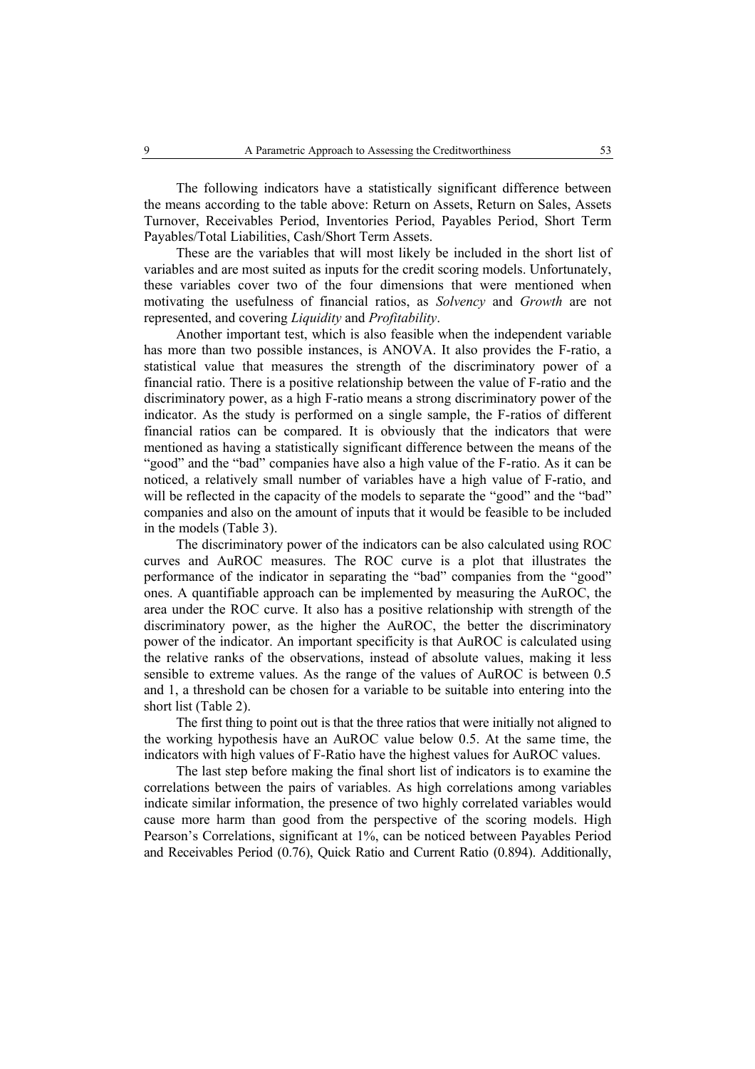The following indicators have a statistically significant difference between the means according to the table above: Return on Assets, Return on Sales, Assets Turnover, Receivables Period, Inventories Period, Payables Period, Short Term Payables/Total Liabilities, Cash/Short Term Assets.

These are the variables that will most likely be included in the short list of variables and are most suited as inputs for the credit scoring models. Unfortunately, these variables cover two of the four dimensions that were mentioned when motivating the usefulness of financial ratios, as *Solvency* and *Growth* are not represented, and covering *Liquidity* and *Profitability*.

Another important test, which is also feasible when the independent variable has more than two possible instances, is ANOVA. It also provides the F-ratio, a statistical value that measures the strength of the discriminatory power of a financial ratio. There is a positive relationship between the value of F-ratio and the discriminatory power, as a high F-ratio means a strong discriminatory power of the indicator. As the study is performed on a single sample, the F-ratios of different financial ratios can be compared. It is obviously that the indicators that were mentioned as having a statistically significant difference between the means of the "good" and the "bad" companies have also a high value of the F-ratio. As it can be noticed, a relatively small number of variables have a high value of F-ratio, and will be reflected in the capacity of the models to separate the "good" and the "bad" companies and also on the amount of inputs that it would be feasible to be included in the models (Table 3).

The discriminatory power of the indicators can be also calculated using ROC curves and AuROC measures. The ROC curve is a plot that illustrates the performance of the indicator in separating the "bad" companies from the "good" ones. A quantifiable approach can be implemented by measuring the AuROC, the area under the ROC curve. It also has a positive relationship with strength of the discriminatory power, as the higher the AuROC, the better the discriminatory power of the indicator. An important specificity is that AuROC is calculated using the relative ranks of the observations, instead of absolute values, making it less sensible to extreme values. As the range of the values of AuROC is between 0.5 and 1, a threshold can be chosen for a variable to be suitable into entering into the short list (Table 2).

The first thing to point out is that the three ratios that were initially not aligned to the working hypothesis have an AuROC value below 0.5. At the same time, the indicators with high values of F-Ratio have the highest values for AuROC values.

The last step before making the final short list of indicators is to examine the correlations between the pairs of variables. As high correlations among variables indicate similar information, the presence of two highly correlated variables would cause more harm than good from the perspective of the scoring models. High Pearson's Correlations, significant at 1%, can be noticed between Payables Period and Receivables Period (0.76), Quick Ratio and Current Ratio (0.894). Additionally,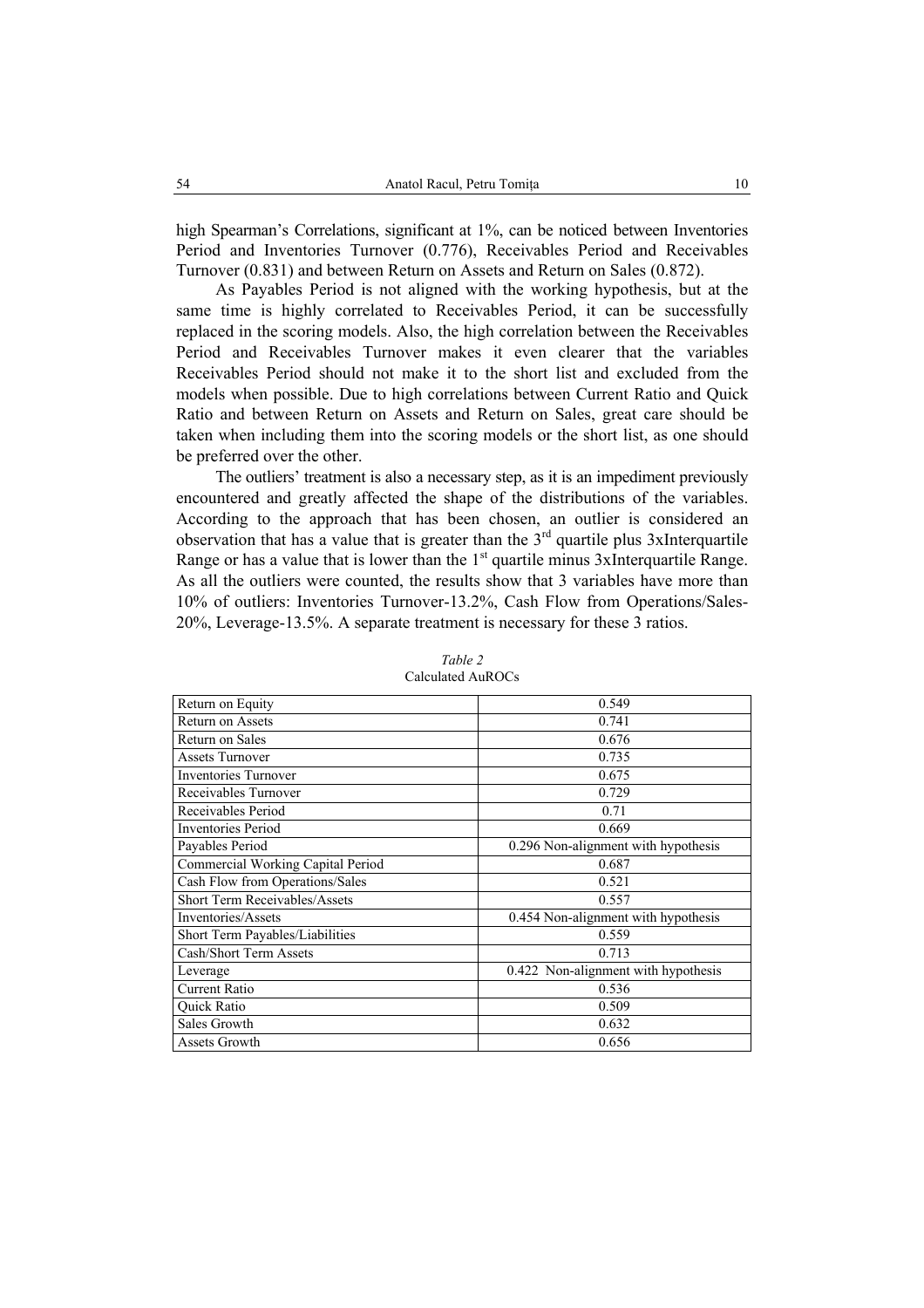high Spearman's Correlations, significant at 1%, can be noticed between Inventories Period and Inventories Turnover (0.776), Receivables Period and Receivables Turnover (0.831) and between Return on Assets and Return on Sales (0.872).

As Payables Period is not aligned with the working hypothesis, but at the same time is highly correlated to Receivables Period, it can be successfully replaced in the scoring models. Also, the high correlation between the Receivables Period and Receivables Turnover makes it even clearer that the variables Receivables Period should not make it to the short list and excluded from the models when possible. Due to high correlations between Current Ratio and Quick Ratio and between Return on Assets and Return on Sales, great care should be taken when including them into the scoring models or the short list, as one should be preferred over the other.

The outliers' treatment is also a necessary step, as it is an impediment previously encountered and greatly affected the shape of the distributions of the variables. According to the approach that has been chosen, an outlier is considered an observation that has a value that is greater than the 3rd quartile plus 3xInterquartile Range or has a value that is lower than the 1st quartile minus 3xInterquartile Range. As all the outliers were counted, the results show that 3 variables have more than 10% of outliers: Inventories Turnover-13.2%, Cash Flow from Operations/Sales-20%, Leverage-13.5%. A separate treatment is necessary for these 3 ratios.

*Table 2*
Calculated AuROCs

| Ratio | AuROC |
|---|---|
| Return on Equity | 0.549 |
| Return on Assets | 0.741 |
| Return on Sales | 0.676 |
| Assets Turnover | 0.735 |
| Inventories Turnover | 0.675 |
| Receivables Turnover | 0.729 |
| Receivables Period | 0.71 |
| Inventories Period | 0.669 |
| Payables Period | 0.296 Non-alignment with hypothesis |
| Commercial Working Capital Period | 0.687 |
| Cash Flow from Operations/Sales | 0.521 |
| Short Term Receivables/Assets | 0.557 |
| Inventories/Assets | 0.454 Non-alignment with hypothesis |
| Short Term Payables/Liabilities | 0.559 |
| Cash/Short Term Assets | 0.713 |
| Leverage | 0.422 Non-alignment with hypothesis |
| Current Ratio | 0.536 |
| Quick Ratio | 0.509 |
| Sales Growth | 0.632 |
| Assets Growth | 0.656 |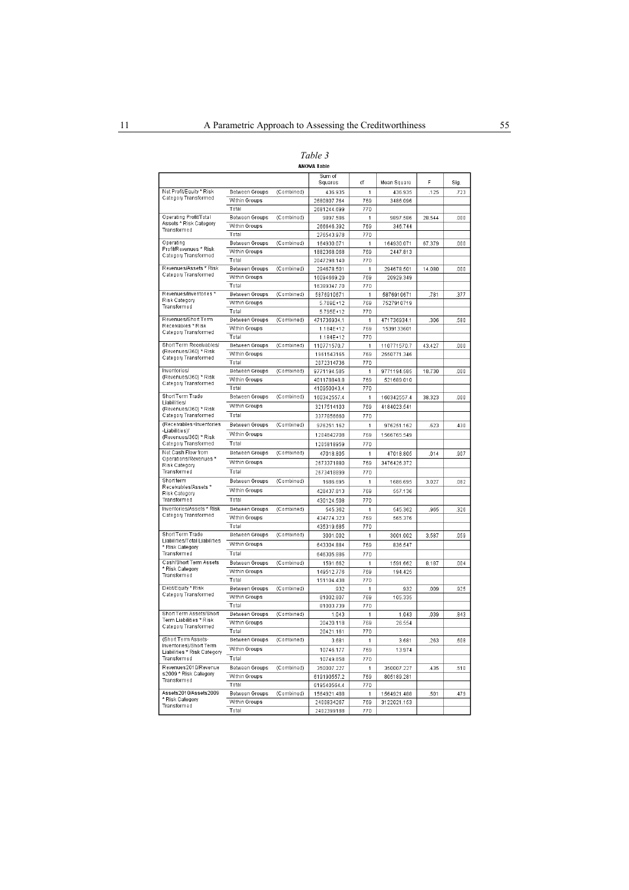*Table 3*

**ANOVA Table**

| | | | Sum of Squares | df | Mean Square | F | Sig. |
|---|---|---|---|---|---|---|---|
| Net Profit/Equity * Risk Category Transformed | Between Groups | (Combined) | 436.935 | 1 | 436.935 | .125 | .723 |
| | Within Groups | | 2680807.764 | 769 | 3486.096 | | |
| | Total | | 2681244.699 | 770 | | | |
| Operating Profit/Total Assets * Risk Category Transformed | Between Groups | (Combined) | 9897.586 | 1 | 9897.586 | 28.544 | .000 |
| | Within Groups | | 266646.392 | 769 | 346.744 | | |
| | Total | | 276543.978 | 770 | | | |
| Operating Profit/Revenues * Risk Category Transformed | Between Groups | (Combined) | 164930.071 | 1 | 164930.071 | 67.379 | .000 |
| | Within Groups | | 1882368.068 | 769 | 2447.813 | | |
| | Total | | 2047298.140 | 770 | | | |
| Revenues/Assets * Risk Category Transformed | Between Groups | (Combined) | 294678.501 | 1 | 294678.501 | 14.080 | .000 |
| | Within Groups | | 16094669.20 | 769 | 20929.349 | | |
| | Total | | 16389347.70 | 770 | | | |
| Revenues/Inventories * Risk Category Transformed | Between Groups | (Combined) | 5876910671 | 1 | 5876910671 | .781 | .377 |
| | Within Groups | | 5.789E+12 | 769 | 7527910719 | | |
| | Total | | 5.795E+12 | 770 | | | |
| Revenues/Short Term Receivables * Risk Category Transformed | Between Groups | (Combined) | 471736934.1 | 1 | 471736934.1 | .306 | .580 |
| | Within Groups | | 1.184E+12 | 769 | 1539133601 | | |
| | Total | | 1.184E+12 | 770 | | | |
| Short Term Receivables/ (Revenues/360) * Risk Category Transformed | Between Groups | (Combined) | 110771570.7 | 1 | 110771570.7 | 43.427 | .000 |
| | Within Groups | | 1961543165 | 769 | 2550771.346 | | |
| | Total | | 2072314736 | 770 | | | |
| Inventories/ (Revenues/360) * Risk Category Transformed | Between Groups | (Combined) | 9771194.585 | 1 | 9771194.585 | 18.730 | .000 |
| | Within Groups | | 401178848.8 | 769 | 521689.010 | | |
| | Total | | 410950043.4 | 770 | | | |
| Short Term Trade Liabilities/ (Revenues/360) * Risk Category Transformed | Between Groups | (Combined) | 160342557.4 | 1 | 160342557.4 | 38.323 | .000 |
| | Within Groups | | 3217514103 | 769 | 4184023.541 | | |
| | Total | | 3377856660 | 770 | | | |
| (Receivables+Inventories -Liabilities)/ (Revenues/360) * Risk Category Transformed | Between Groups | (Combined) | 976251.162 | 1 | 976251.162 | .623 | .430 |
| | Within Groups | | 1204842708 | 769 | 1566765.549 | | |
| | Total | | 1205818959 | 770 | | | |
| Net Cash Flow from Operations/Revenues * Risk Category Transformed | Between Groups | (Combined) | 47018.805 | 1 | 47018.805 | .014 | .907 |
| | Within Groups | | 2673371880 | 769 | 3476426.372 | | |
| | Total | | 2673418899 | 770 | | | |
| Short term Receivables/Assets * Risk Category Transformed | Between Groups | (Combined) | 1686.695 | 1 | 1686.695 | 3.027 | .082 |
| | Within Groups | | 428437.813 | 769 | 557.136 | | |
| | Total | | 430124.508 | 770 | | | |
| Inventories/Assets * Risk Category Transformed | Between Groups | (Combined) | 545.362 | 1 | 545.362 | .965 | .326 |
| | Within Groups | | 434774.323 | 769 | 565.376 | | |
| | Total | | 435319.685 | 770 | | | |
| Short Term Trade Liabilities/Total Liabilities * Risk Category Transformed | Between Groups | (Combined) | 3001.002 | 1 | 3001.002 | 3.587 | .059 |
| | Within Groups | | 643304.884 | 769 | 836.547 | | |
| | Total | | 646305.886 | 770 | | | |
| Cash/Short Term Assets * Risk Category Transformed | Between Groups | (Combined) | 1591.662 | 1 | 1591.662 | 8.187 | .004 |
| | Within Groups | | 149512.776 | 769 | 194.425 | | |
| | Total | | 151104.438 | 770 | | | |
| Debt/Equity * Risk Category Transformed | Between Groups | (Combined) | .932 | 1 | .932 | .009 | .925 |
| | Within Groups | | 81002.807 | 769 | 105.335 | | |
| | Total | | 81003.739 | 770 | | | |
| Short Term Assets/Short Term Liabilities * Risk Category Transformed | Between Groups | (Combined) | 1.043 | 1 | 1.043 | .039 | .843 |
| | Within Groups | | 20420.118 | 769 | 26.554 | | |
| | Total | | 20421.161 | 770 | | | |
| (Short Term Assets-Inventories)/Short Term Liabilities * Risk Category Transformed | Between Groups | (Combined) | 3.681 | 1 | 3.681 | .263 | .608 |
| | Within Groups | | 10746.177 | 769 | 13.974 | | |
| | Total | | 10749.858 | 770 | | | |
| Revenues2010/Revenues2009 * Risk Category Transformed | Between Groups | (Combined) | 350007.227 | 1 | 350007.227 | .435 | .510 |
| | Within Groups | | 619190557.2 | 769 | 805189.281 | | |
| | Total | | 619540564.4 | 770 | | | |
| Assets2010/Assets2009 * Risk Category Transformed | Between Groups | (Combined) | 1564921.488 | 1 | 1564921.488 | .501 | .479 |
| | Within Groups | | 2400834267 | 769 | 3122021.153 | | |
| | Total | | 2402399188 | 770 | | | |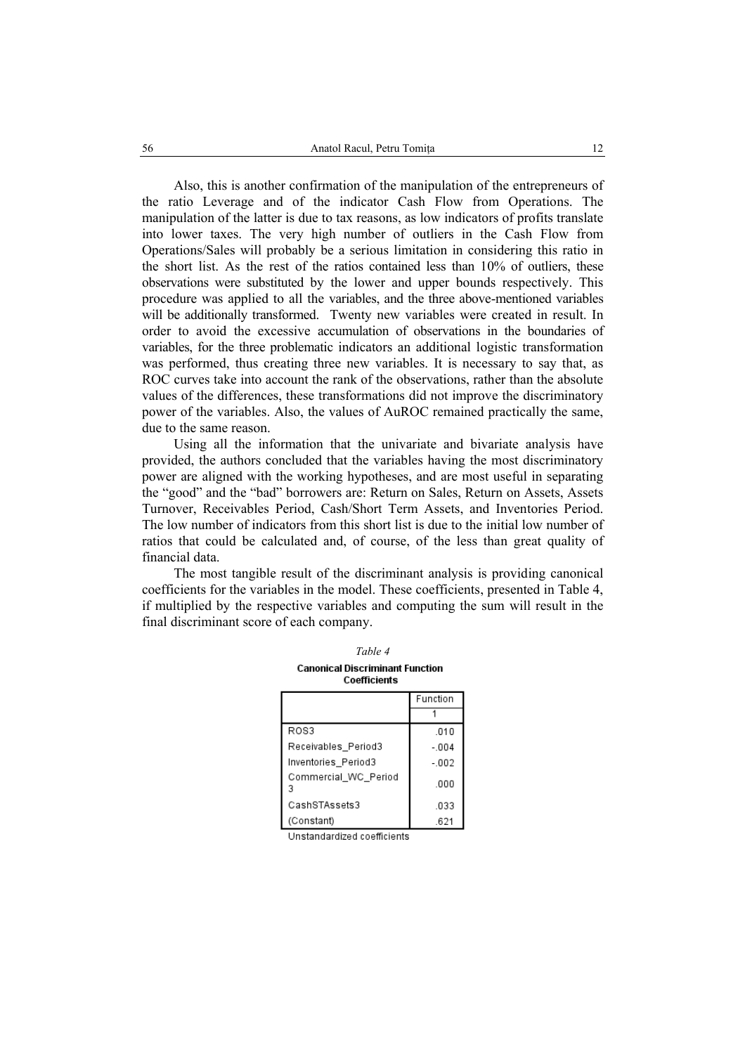Also, this is another confirmation of the manipulation of the entrepreneurs of the ratio Leverage and of the indicator Cash Flow from Operations. The manipulation of the latter is due to tax reasons, as low indicators of profits translate into lower taxes. The very high number of outliers in the Cash Flow from Operations/Sales will probably be a serious limitation in considering this ratio in the short list. As the rest of the ratios contained less than 10% of outliers, these observations were substituted by the lower and upper bounds respectively. This procedure was applied to all the variables, and the three above-mentioned variables will be additionally transformed. Twenty new variables were created in result. In order to avoid the excessive accumulation of observations in the boundaries of variables, for the three problematic indicators an additional logistic transformation was performed, thus creating three new variables. It is necessary to say that, as ROC curves take into account the rank of the observations, rather than the absolute values of the differences, these transformations did not improve the discriminatory power of the variables. Also, the values of AuROC remained practically the same, due to the same reason.

Using all the information that the univariate and bivariate analysis have provided, the authors concluded that the variables having the most discriminatory power are aligned with the working hypotheses, and are most useful in separating the "good" and the "bad" borrowers are: Return on Sales, Return on Assets, Assets Turnover, Receivables Period, Cash/Short Term Assets, and Inventories Period. The low number of indicators from this short list is due to the initial low number of ratios that could be calculated and, of course, of the less than great quality of financial data.

The most tangible result of the discriminant analysis is providing canonical coefficients for the variables in the model. These coefficients, presented in Table 4, if multiplied by the respective variables and computing the sum will result in the final discriminant score of each company.

*Table 4*

**Canonical Discriminant Function Coefficients**

| | Function |
|---|---|
| | 1 |
| ROS3 | .010 |
| Receivables_Period3 | -.004 |
| Inventories_Period3 | -.002 |
| Commercial_WC_Period3 | .000 |
| CashSTAssets3 | .033 |
| (Constant) | .621 |

Unstandardized coefficients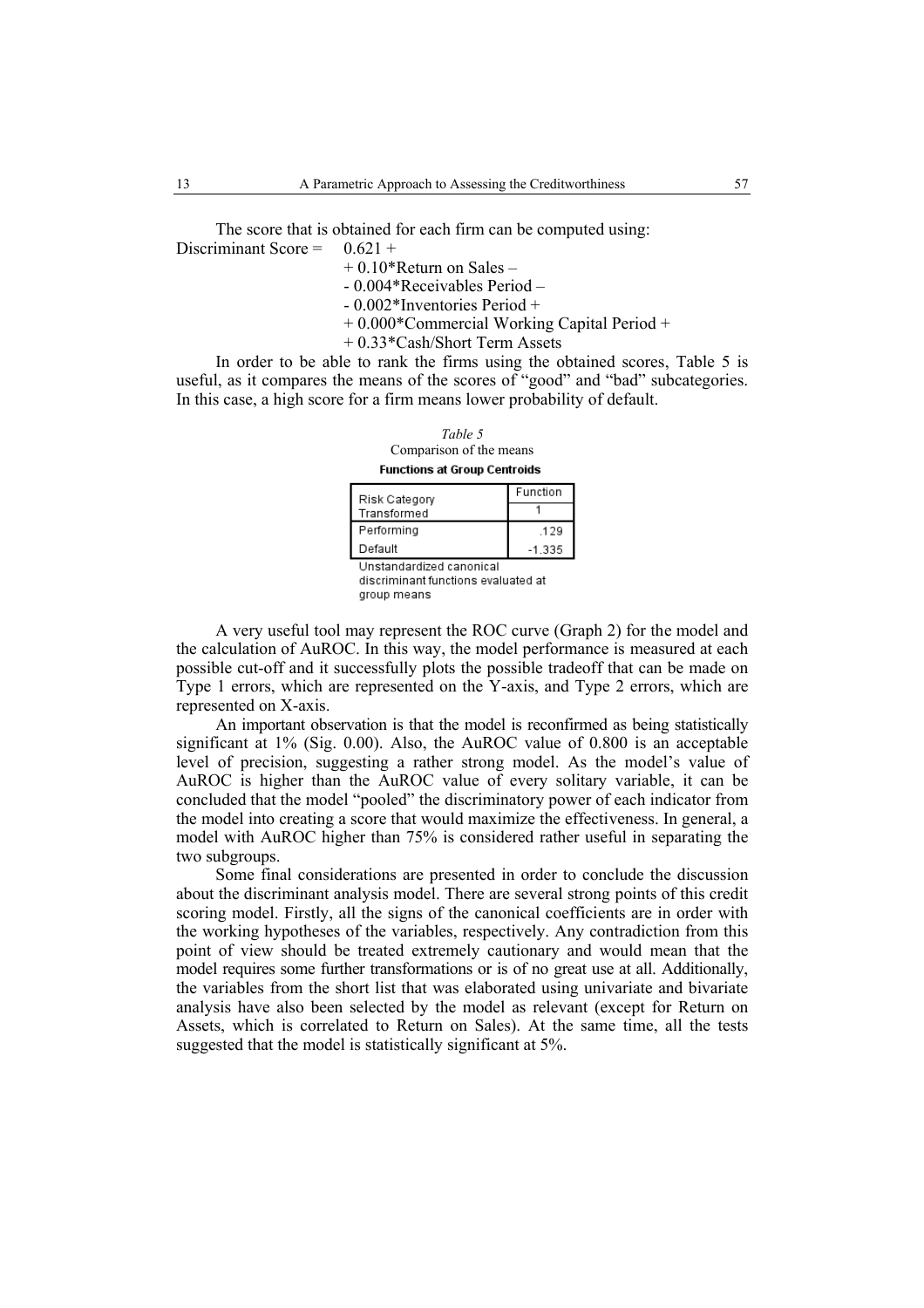The score that is obtained for each firm can be computed using:

Discriminant Score = 0.621 +
+ 0.10*Return on Sales –
- 0.004*Receivables Period –
- 0.002*Inventories Period +
+ 0.000*Commercial Working Capital Period +
+ 0.33*Cash/Short Term Assets

In order to be able to rank the firms using the obtained scores, Table 5 is useful, as it compares the means of the scores of "good" and "bad" subcategories. In this case, a high score for a firm means lower probability of default.

*Table 5*

Comparison of the means

**Functions at Group Centroids**

| Risk Category Transformed | Function |
|---|---|
| | 1 |
| Performing | .129 |
| Default | -1.335 |

Unstandardized canonical discriminant functions evaluated at group means

A very useful tool may represent the ROC curve (Graph 2) for the model and the calculation of AuROC. In this way, the model performance is measured at each possible cut-off and it successfully plots the possible tradeoff that can be made on Type 1 errors, which are represented on the Y-axis, and Type 2 errors, which are represented on X-axis.

An important observation is that the model is reconfirmed as being statistically significant at 1% (Sig. 0.00). Also, the AuROC value of 0.800 is an acceptable level of precision, suggesting a rather strong model. As the model's value of AuROC is higher than the AuROC value of every solitary variable, it can be concluded that the model "pooled" the discriminatory power of each indicator from the model into creating a score that would maximize the effectiveness. In general, a model with AuROC higher than 75% is considered rather useful in separating the two subgroups.

Some final considerations are presented in order to conclude the discussion about the discriminant analysis model. There are several strong points of this credit scoring model. Firstly, all the signs of the canonical coefficients are in order with the working hypotheses of the variables, respectively. Any contradiction from this point of view should be treated extremely cautionary and would mean that the model requires some further transformations or is of no great use at all. Additionally, the variables from the short list that was elaborated using univariate and bivariate analysis have also been selected by the model as relevant (except for Return on Assets, which is correlated to Return on Sales). At the same time, all the tests suggested that the model is statistically significant at 5%.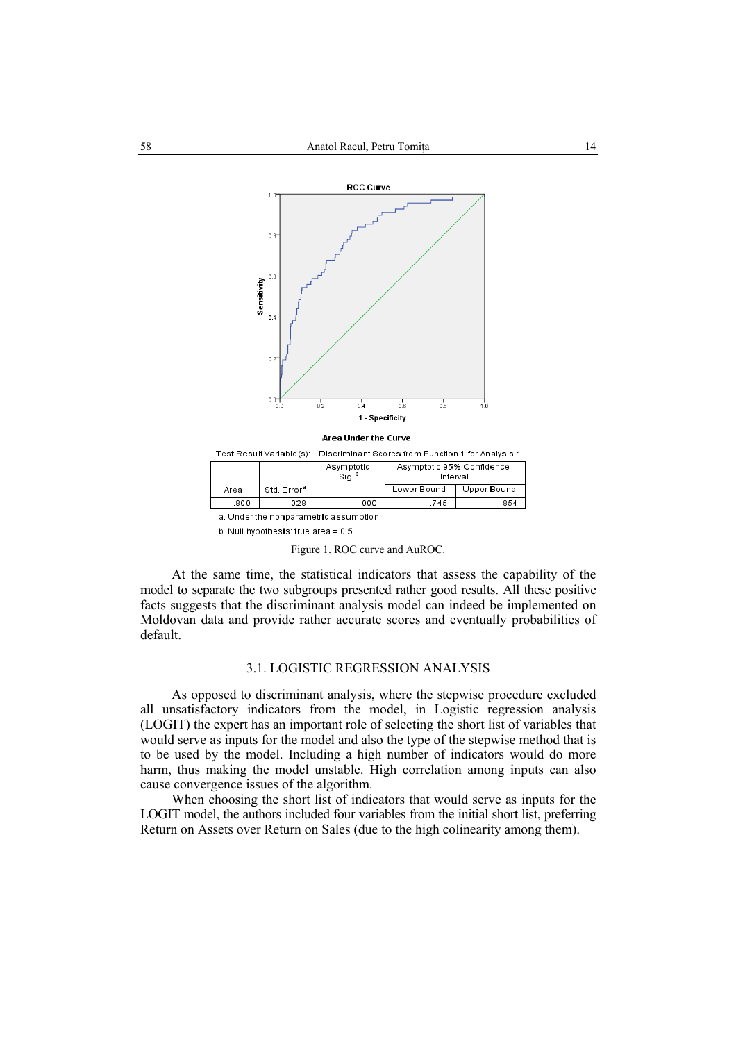**Area Under the Curve**

Test Result Variable(s): Discriminant Scores from Function 1 for Analysis 1

| Area | Std. Error[a] | Asymptotic Sig.[b] | Asymptotic 95% Confidence Interval | |
|---|---|---|---|---|
| | | | Lower Bound | Upper Bound |
| .800 | .028 | .000 | .745 | .854 |

a. Under the nonparametric assumption

b. Null hypothesis: true area = 0.5

Figure 1. ROC curve and AuROC.

At the same time, the statistical indicators that assess the capability of the model to separate the two subgroups presented rather good results. All these positive facts suggests that the discriminant analysis model can indeed be implemented on Moldovan data and provide rather accurate scores and eventually probabilities of default.

## 3.1. LOGISTIC REGRESSION ANALYSIS

As opposed to discriminant analysis, where the stepwise procedure excluded all unsatisfactory indicators from the model, in Logistic regression analysis (LOGIT) the expert has an important role of selecting the short list of variables that would serve as inputs for the model and also the type of the stepwise method that is to be used by the model. Including a high number of indicators would do more harm, thus making the model unstable. High correlation among inputs can also cause convergence issues of the algorithm.

When choosing the short list of indicators that would serve as inputs for the LOGIT model, the authors included four variables from the initial short list, preferring Return on Assets over Return on Sales (due to the high colinearity among them).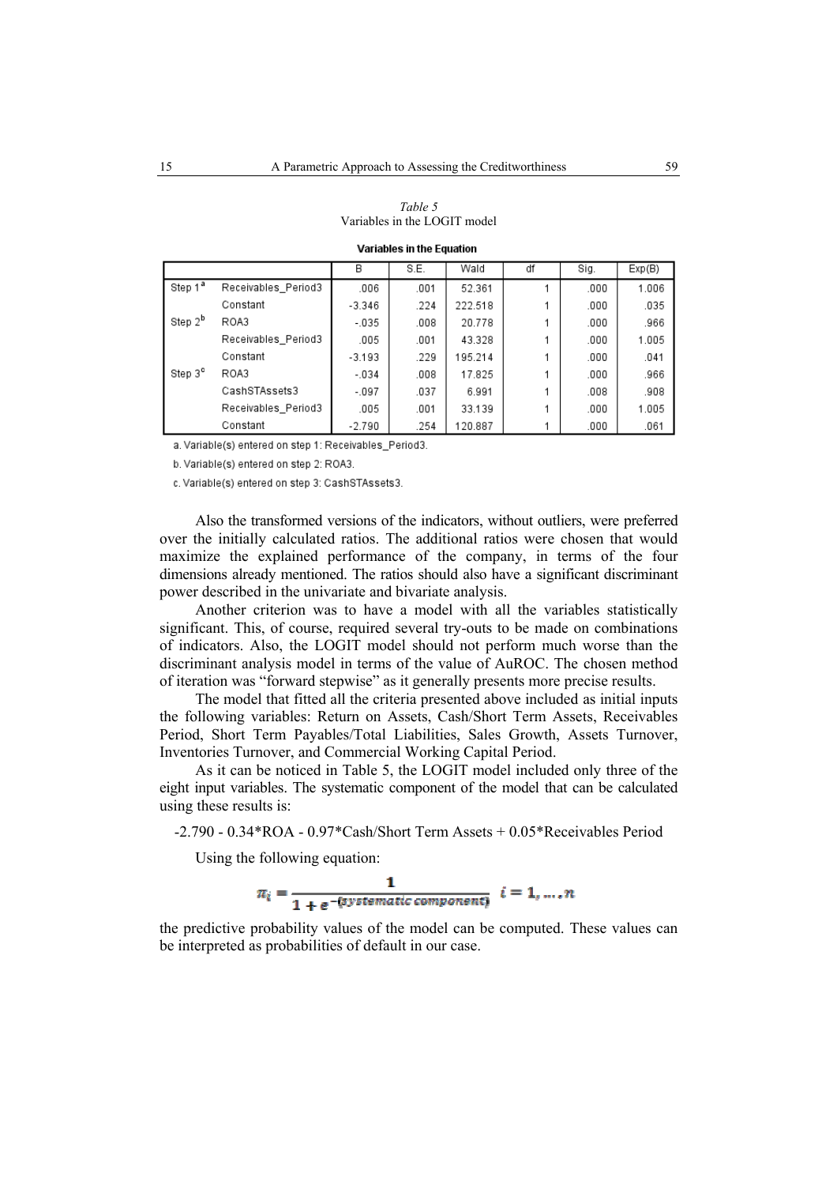*Table 5*
Variables in the LOGIT model

**Variables in the Equation**

| | | B | S.E. | Wald | df | Sig. | Exp(B) |
|---|---|---|---|---|---|---|---|
| Step 1[a] | Receivables_Period3 | .006 | .001 | 52.361 | 1 | .000 | 1.006 |
| | Constant | -3.346 | .224 | 222.518 | 1 | .000 | .035 |
| Step 2[b] | ROA3 | -.035 | .008 | 20.778 | 1 | .000 | .966 |
| | Receivables_Period3 | .005 | .001 | 43.328 | 1 | .000 | 1.005 |
| | Constant | -3.193 | .229 | 195.214 | 1 | .000 | .041 |
| Step 3[c] | ROA3 | -.034 | .008 | 17.825 | 1 | .000 | .966 |
| | CashSTAssets3 | -.097 | .037 | 6.991 | 1 | .008 | .908 |
| | Receivables_Period3 | .005 | .001 | 33.139 | 1 | .000 | 1.005 |
| | Constant | -2.790 | .254 | 120.887 | 1 | .000 | .061 |

a. Variable(s) entered on step 1: Receivables_Period3.

b. Variable(s) entered on step 2: ROA3.

c. Variable(s) entered on step 3: CashSTAssets3.

Also the transformed versions of the indicators, without outliers, were preferred over the initially calculated ratios. The additional ratios were chosen that would maximize the explained performance of the company, in terms of the four dimensions already mentioned. The ratios should also have a significant discriminant power described in the univariate and bivariate analysis.

Another criterion was to have a model with all the variables statistically significant. This, of course, required several try-outs to be made on combinations of indicators. Also, the LOGIT model should not perform much worse than the discriminant analysis model in terms of the value of AuROC. The chosen method of iteration was "forward stepwise" as it generally presents more precise results.

The model that fitted all the criteria presented above included as initial inputs the following variables: Return on Assets, Cash/Short Term Assets, Receivables Period, Short Term Payables/Total Liabilities, Sales Growth, Assets Turnover, Inventories Turnover, and Commercial Working Capital Period.

As it can be noticed in Table 5, the LOGIT model included only three of the eight input variables. The systematic component of the model that can be calculated using these results is:

-2.790 - 0.34*ROA - 0.97*Cash/Short Term Assets + 0.05*Receivables Period

Using the following equation:

$$\pi_i = \frac{1}{1 + e^{-(systematic\ component)}} \quad i = 1, \ldots, n$$

the predictive probability values of the model can be computed. These values can be interpreted as probabilities of default in our case.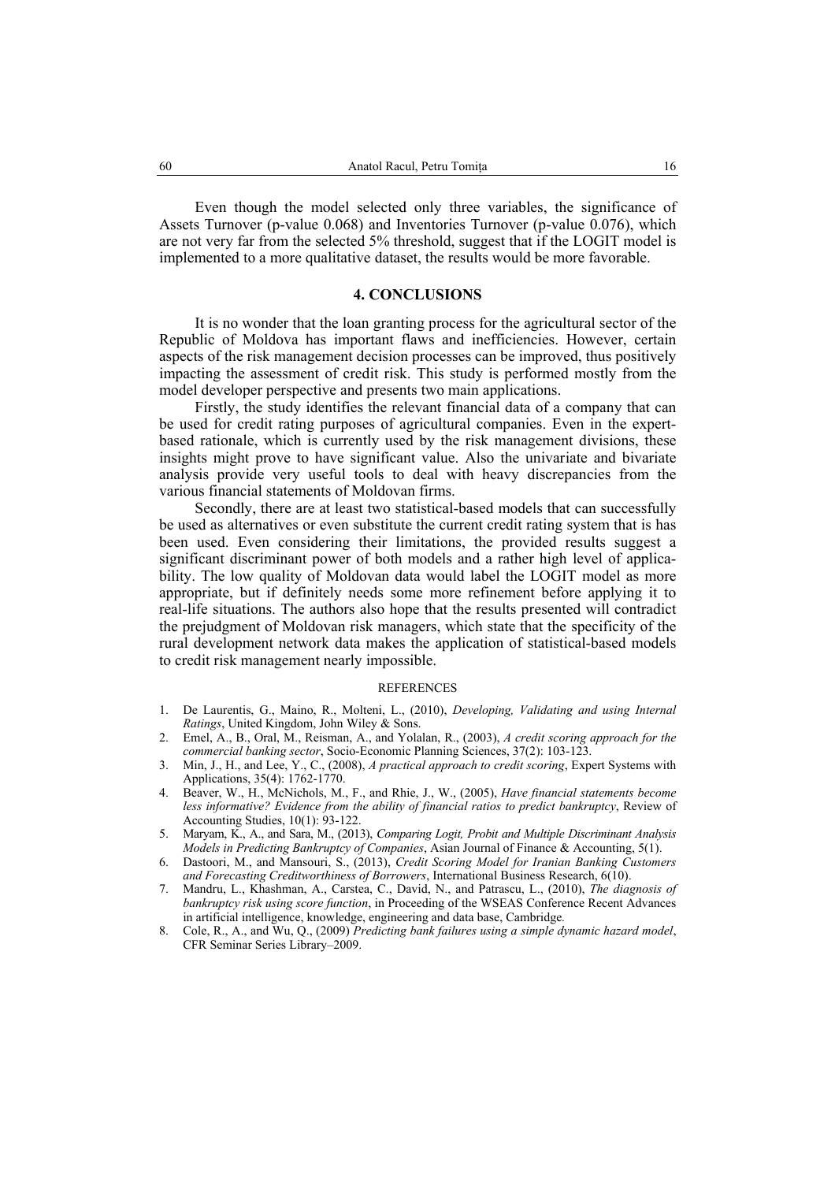Even though the model selected only three variables, the significance of Assets Turnover (p-value 0.068) and Inventories Turnover (p-value 0.076), which are not very far from the selected 5% threshold, suggest that if the LOGIT model is implemented to a more qualitative dataset, the results would be more favorable.

## 4. CONCLUSIONS

It is no wonder that the loan granting process for the agricultural sector of the Republic of Moldova has important flaws and inefficiencies. However, certain aspects of the risk management decision processes can be improved, thus positively impacting the assessment of credit risk. This study is performed mostly from the model developer perspective and presents two main applications.

Firstly, the study identifies the relevant financial data of a company that can be used for credit rating purposes of agricultural companies. Even in the expert-based rationale, which is currently used by the risk management divisions, these insights might prove to have significant value. Also the univariate and bivariate analysis provide very useful tools to deal with heavy discrepancies from the various financial statements of Moldovan firms.

Secondly, there are at least two statistical-based models that can successfully be used as alternatives or even substitute the current credit rating system that is has been used. Even considering their limitations, the provided results suggest a significant discriminant power of both models and a rather high level of applicability. The low quality of Moldovan data would label the LOGIT model as more appropriate, but if definitely needs some more refinement before applying it to real-life situations. The authors also hope that the results presented will contradict the prejudgment of Moldovan risk managers, which state that the specificity of the rural development network data makes the application of statistical-based models to credit risk management nearly impossible.

### REFERENCES

1. De Laurentis, G., Maino, R., Molteni, L., (2010), *Developing, Validating and using Internal Ratings*, United Kingdom, John Wiley & Sons.
2. Emel, A., B., Oral, M., Reisman, A., and Yolalan, R., (2003), *A credit scoring approach for the commercial banking sector*, Socio-Economic Planning Sciences, 37(2): 103-123.
3. Min, J., H., and Lee, Y., C., (2008), *A practical approach to credit scoring*, Expert Systems with Applications, 35(4): 1762-1770.
4. Beaver, W., H., McNichols, M., F., and Rhie, J., W., (2005), *Have financial statements become less informative? Evidence from the ability of financial ratios to predict bankruptcy*, Review of Accounting Studies, 10(1): 93-122.
5. Maryam, K., A., and Sara, M., (2013), *Comparing Logit, Probit and Multiple Discriminant Analysis Models in Predicting Bankruptcy of Companies*, Asian Journal of Finance & Accounting, 5(1).
6. Dastoori, M., and Mansouri, S., (2013), *Credit Scoring Model for Iranian Banking Customers and Forecasting Creditworthiness of Borrowers*, International Business Research, 6(10).
7. Mandru, L., Khashman, A., Carstea, C., David, N., and Patrascu, L., (2010), *The diagnosis of bankruptcy risk using score function*, in Proceeding of the WSEAS Conference Recent Advances in artificial intelligence, knowledge, engineering and data base, Cambridge.
8. Cole, R., A., and Wu, Q., (2009) *Predicting bank failures using a simple dynamic hazard model*, CFR Seminar Series Library–2009.